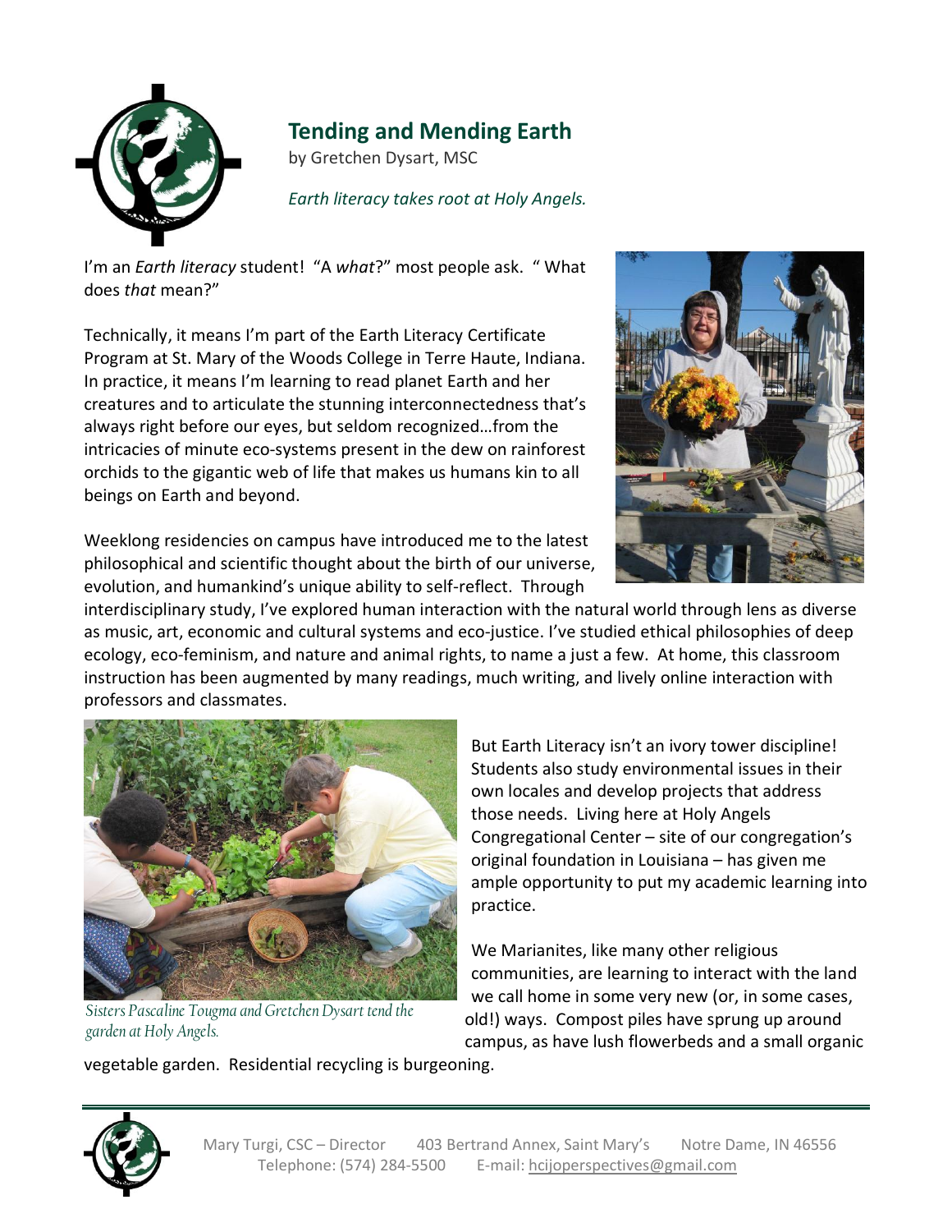# Tending and Mending Earth

by Gretchen Dysart, MSC

*Earth literacy takes root at Holy Angels.*

I'm an *Earth literacy* student! "A *what*?" most people ask. " What does *that* mean?"

Technically, it means I'm part of the Earth Literacy Certificate Program at St. Mary of the Woods College in Terre Haute, Indiana. In practice, it means I'm learning to read planet Earth and her creatures and to articulate the stunning interconnectedness that's always right before our eyes, but seldom recognized…from the intricacies of minute eco-systems present in the dew on rainforest orchids to the gigantic web of life that makes us humans kin to all beings on Earth and beyond.

Weeklong residencies on campus have introduced me to the latest philosophical and scientific thought about the birth of our universe, evolution, and humankind's unique ability to self-reflect. Through interdisciplinary study, I've explored human interaction with the natural world through lens as diverse as music, art, economic and cultural systems and eco-justice. I've studied ethical philosophies of deep ecology, eco-feminism, and nature and animal rights, to name a just a few. At home, this classroom instruction has been augmented by many readings, much writing, and lively online interaction with professors and classmates.

*Sisters Pascaline Tougma and Gretchen Dysart tend the garden at Holy Angels.*

But Earth Literacy isn't an ivory tower discipline! Students also study environmental issues in their own locales and develop projects that address those needs. Living here at Holy Angels Congregational Center – site of our congregation's original foundation in Louisiana – has given me ample opportunity to put my academic learning into practice.

We Marianites, like many other religious communities, are learning to interact with the land we call home in some very new (or, in some cases, old!) ways. Compost piles have sprung up around campus, as have lush flowerbeds and a small organic vegetable garden. Residential recycling is burgeoning.

Mary Turgi, CSC – Director 403 Bertrand Annex, Saint Mary's Notre Dame, IN 46556
Telephone: (574) 284-5500 E-mail: hcijoperspectives@gmail.com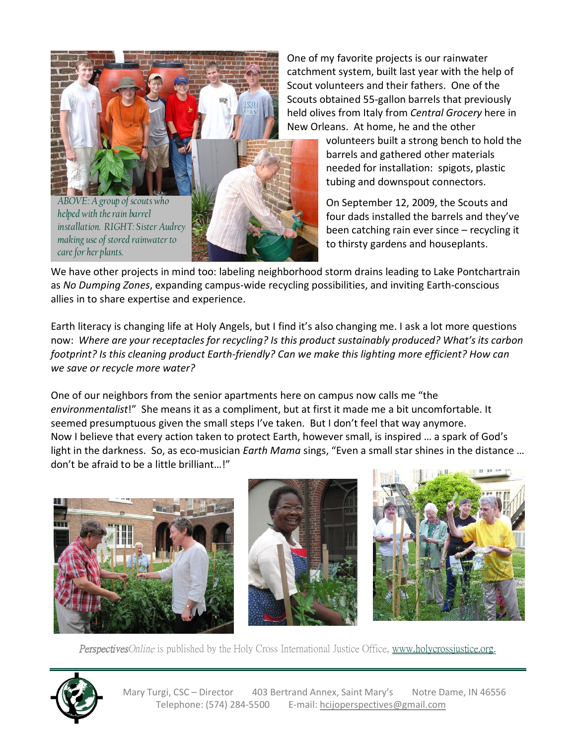*ABOVE: A group of scouts who helped with the rain barrel installation. RIGHT: Sister Audrey making use of stored rainwater to care for her plants.*

One of my favorite projects is our rainwater catchment system, built last year with the help of Scout volunteers and their fathers. One of the Scouts obtained 55-gallon barrels that previously held olives from Italy from *Central Grocery* here in New Orleans. At home, he and the other volunteers built a strong bench to hold the barrels and gathered other materials needed for installation: spigots, plastic tubing and downspout connectors.

On September 12, 2009, the Scouts and four dads installed the barrels and they've been catching rain ever since – recycling it to thirsty gardens and houseplants.

We have other projects in mind too: labeling neighborhood storm drains leading to Lake Pontchartrain as *No Dumping Zones*, expanding campus-wide recycling possibilities, and inviting Earth-conscious allies in to share expertise and experience.

Earth literacy is changing life at Holy Angels, but I find it's also changing me. I ask a lot more questions now: *Where are your receptacles for recycling? Is this product sustainably produced? What's its carbon footprint? Is this cleaning product Earth-friendly? Can we make this lighting more efficient? How can we save or recycle more water?*

One of our neighbors from the senior apartments here on campus now calls me "the *environmentalist*!" She means it as a compliment, but at first it made me a bit uncomfortable. It seemed presumptuous given the small steps I've taken. But I don't feel that way anymore. Now I believe that every action taken to protect Earth, however small, is inspired … a spark of God's light in the darkness. So, as eco-musician *Earth Mama* sings, "Even a small star shines in the distance … don't be afraid to be a little brilliant…!"

*PerspectivesOnline* is published by the Holy Cross International Justice Office, www.holycrossjustice.org.

Mary Turgi, CSC – Director 403 Bertrand Annex, Saint Mary's Notre Dame, IN 46556
Telephone: (574) 284-5500 E-mail: hcijoperspectives@gmail.com